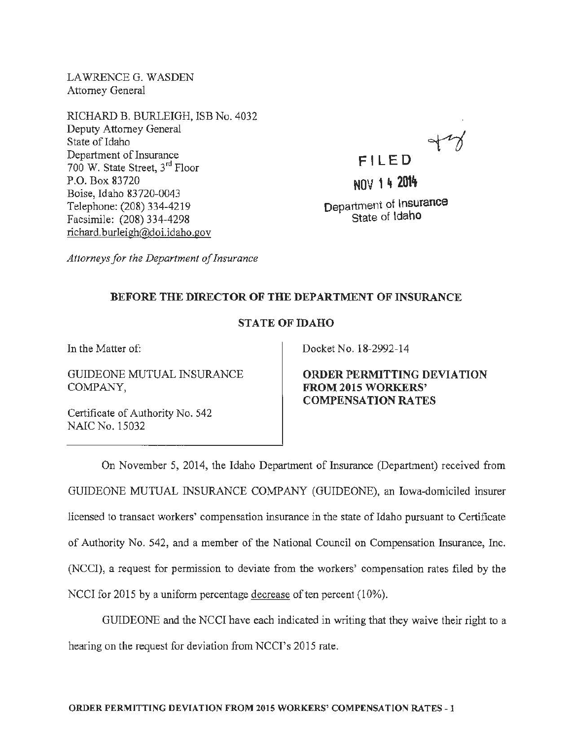LAWRENCE G. WASDEN
Attorney General

RICHARD B. BURLEIGH, ISB No. 4032
Deputy Attorney General
State of Idaho
Department of Insurance
700 W. State Street, 3rd Floor
P.O. Box 83720
Boise, Idaho 83720-0043
Telephone: (208) 334-4219
Facsimile: (208) 334-4298
richard.burleigh@doi.idaho.gov

*Attorneys for the Department of Insurance*

FILED
NOV 14 2014
Department of Insurance
State of Idaho

**BEFORE THE DIRECTOR OF THE DEPARTMENT OF INSURANCE**

**STATE OF IDAHO**

In the Matter of:

GUIDEONE MUTUAL INSURANCE COMPANY,

Certificate of Authority No. 542
NAIC No. 15032

Docket No. 18-2992-14

**ORDER PERMITTING DEVIATION FROM 2015 WORKERS' COMPENSATION RATES**

On November 5, 2014, the Idaho Department of Insurance (Department) received from GUIDEONE MUTUAL INSURANCE COMPANY (GUIDEONE), an Iowa-domiciled insurer licensed to transact workers' compensation insurance in the state of Idaho pursuant to Certificate of Authority No. 542, and a member of the National Council on Compensation Insurance, Inc. (NCCI), a request for permission to deviate from the workers' compensation rates filed by the NCCI for 2015 by a uniform percentage decrease of ten percent (10%).

GUIDEONE and the NCCI have each indicated in writing that they waive their right to a hearing on the request for deviation from NCCI's 2015 rate.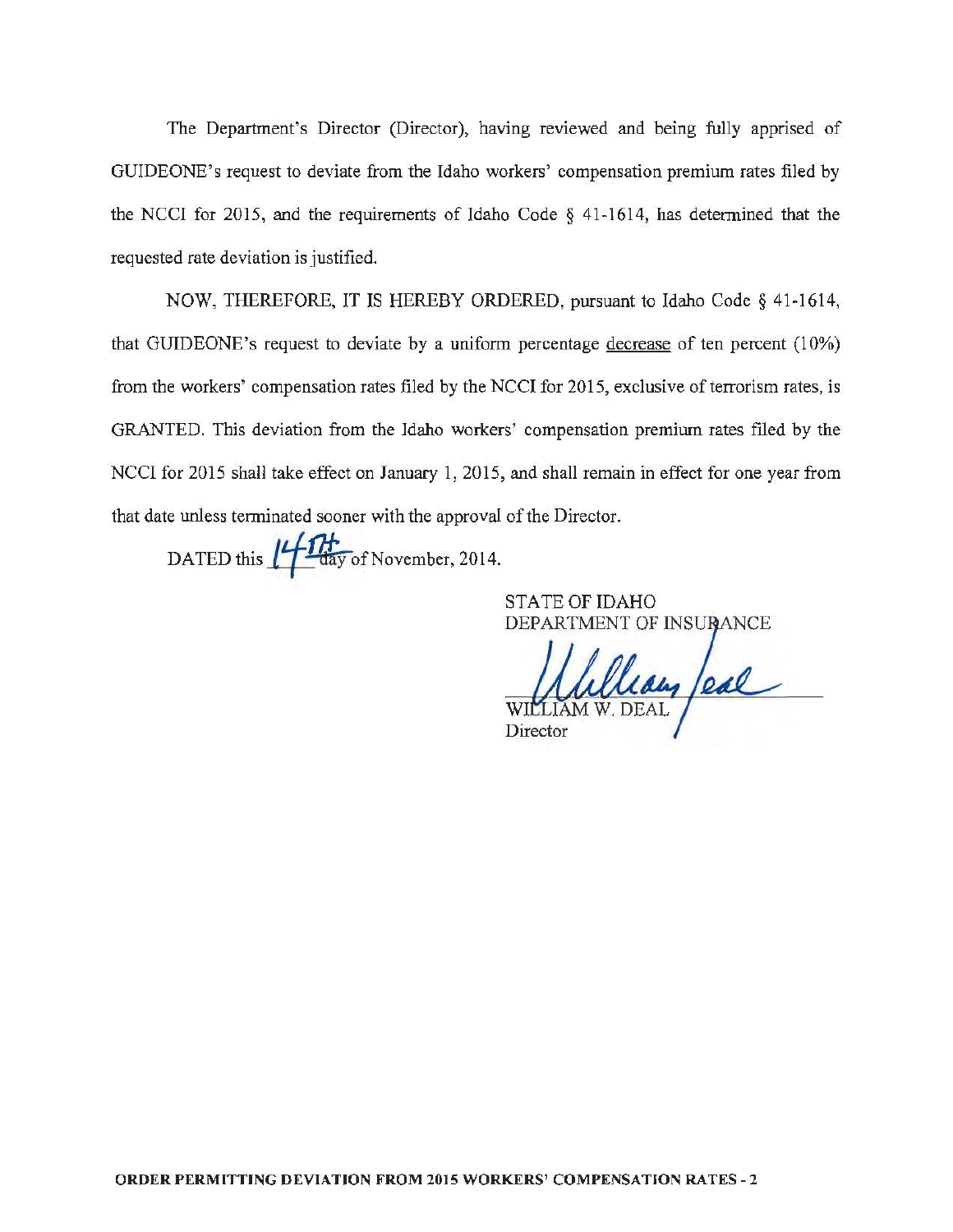The Department's Director (Director), having reviewed and being fully apprised of GUIDEONE's request to deviate from the Idaho workers' compensation premium rates filed by the NCCI for 2015, and the requirements of Idaho Code § 41-1614, has determined that the requested rate deviation is justified.

NOW, THEREFORE, IT IS HEREBY ORDERED, pursuant to Idaho Code § 41-1614, that GUIDEONE's request to deviate by a uniform percentage decrease of ten percent (10%) from the workers' compensation rates filed by the NCCI for 2015, exclusive of terrorism rates, is GRANTED. This deviation from the Idaho workers' compensation premium rates filed by the NCCI for 2015 shall take effect on January 1, 2015, and shall remain in effect for one year from that date unless terminated sooner with the approval of the Director.

DATED this 14TH day of November, 2014.

STATE OF IDAHO
DEPARTMENT OF INSURANCE

WILLIAM W. DEAL
Director

**ORDER PERMITTING DEVIATION FROM 2015 WORKERS' COMPENSATION RATES - 2**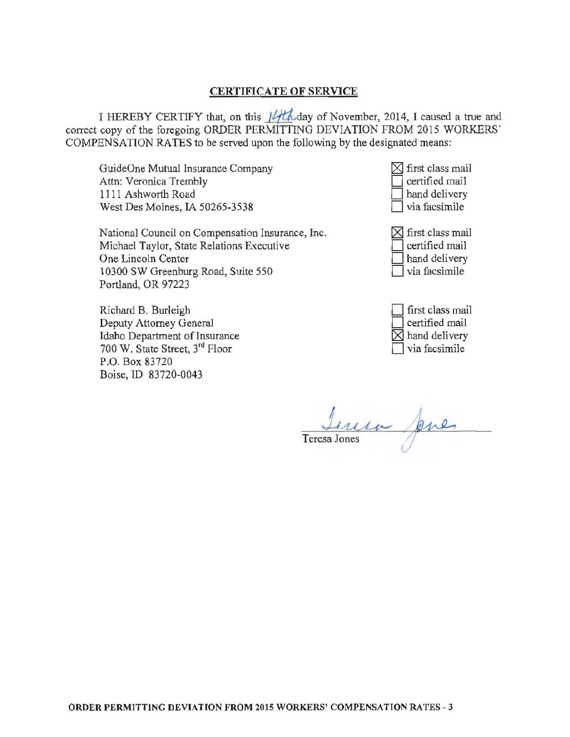## CERTIFICATE OF SERVICE

I HEREBY CERTIFY that, on this 14th day of November, 2014, I caused a true and correct copy of the foregoing ORDER PERMITTING DEVIATION FROM 2015 WORKERS' COMPENSATION RATES to be served upon the following by the designated means:

| | |
|---|---|
| GuideOne Mutual Insurance Company<br>Attn: Veronica Trembly<br>1111 Ashworth Road<br>West Des Moines, IA 50265-3538 | ☒ first class mail<br>☐ certified mail<br>☐ hand delivery<br>☐ via facsimile |
| National Council on Compensation Insurance, Inc.<br>Michael Taylor, State Relations Executive<br>One Lincoln Center<br>10300 SW Greenburg Road, Suite 550<br>Portland, OR 97223 | ☒ first class mail<br>☐ certified mail<br>☐ hand delivery<br>☐ via facsimile |
| Richard B. Burleigh<br>Deputy Attorney General<br>Idaho Department of Insurance<br>700 W. State Street, 3rd Floor<br>P.O. Box 83720<br>Boise, ID 83720-0043 | ☐ first class mail<br>☐ certified mail<br>☒ hand delivery<br>☐ via facsimile |

Teresa Jones

Teresa Jones